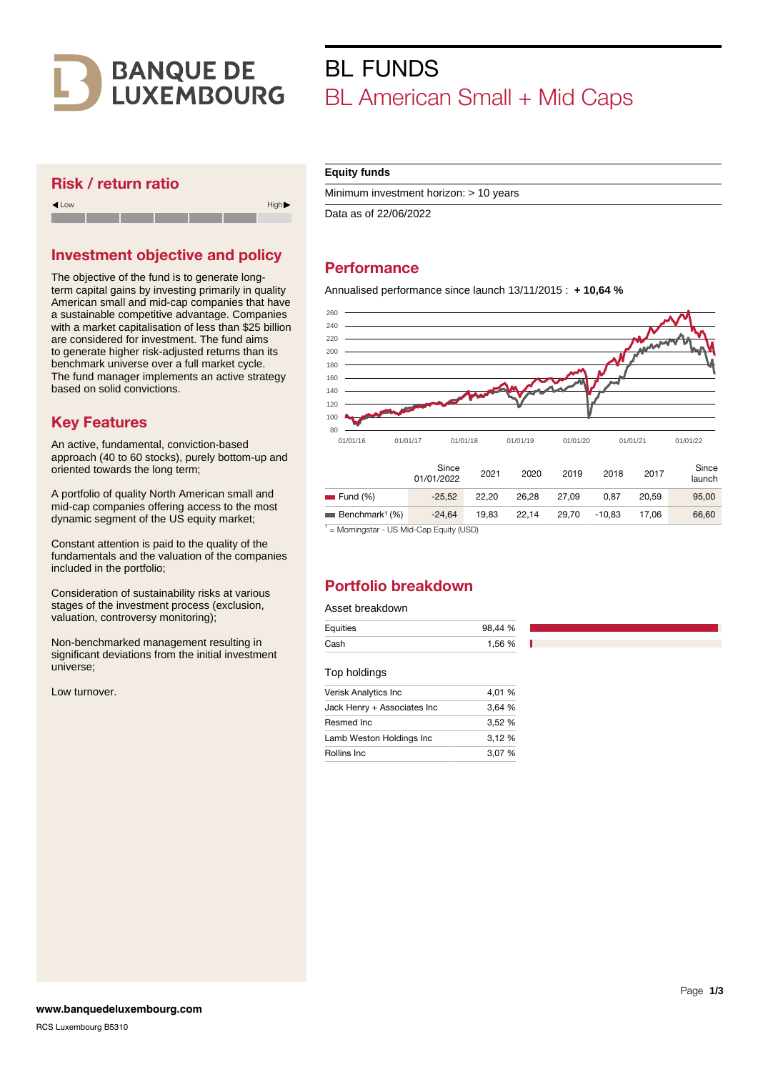# BANQUE DE LUXEMBOURG

# BL FUNDS
## BL American Small + Mid Caps

## Risk / return ratio

◀ Low High ▶

## Investment objective and policy

The objective of the fund is to generate long-term capital gains by investing primarily in quality American small and mid-cap companies that have a sustainable competitive advantage. Companies with a market capitalisation of less than $25 billion are considered for investment. The fund aims to generate higher risk-adjusted returns than its benchmark universe over a full market cycle. The fund manager implements an active strategy based on solid convictions.

## Key Features

An active, fundamental, conviction-based approach (40 to 60 stocks), purely bottom-up and oriented towards the long term;

A portfolio of quality North American small and mid-cap companies offering access to the most dynamic segment of the US equity market;

Constant attention is paid to the quality of the fundamentals and the valuation of the companies included in the portfolio;

Consideration of sustainability risks at various stages of the investment process (exclusion, valuation, controversy monitoring);

Non-benchmarked management resulting in significant deviations from the initial investment universe;

Low turnover.

**Equity funds**

Minimum investment horizon: > 10 years

Data as of 22/06/2022

## Performance

Annualised performance since launch 13/11/2015 : **+ 10,64 %**

260
240
220
200
180
160
140
120
100
80

01/01/16 01/01/17 01/01/18 01/01/19 01/01/20 01/01/21 01/01/22

| | Since 01/01/2022 | 2021 | 2020 | 2019 | 2018 | 2017 | Since launch |
|---|---|---|---|---|---|---|---|
| Fund (%) | -25,52 | 22,20 | 26,28 | 27,09 | 0,87 | 20,59 | 95,00 |
| Benchmark[1] (%) | -24,64 | 19,83 | 22,14 | 29,70 | -10,83 | 17,06 | 66,60 |

[1] = Morningstar - US Mid-Cap Equity (USD)

## Portfolio breakdown

Asset breakdown

| | |
|---|---|
| Equities | 98,44 % |
| Cash | 1,56 % |

Top holdings

| | |
|---|---|
| Verisk Analytics Inc | 4,01 % |
| Jack Henry + Associates Inc | 3,64 % |
| Resmed Inc | 3,52 % |
| Lamb Weston Holdings Inc | 3,12 % |
| Rollins Inc | 3,07 % |

**www.banquedeluxembourg.com**

RCS Luxembourg B5310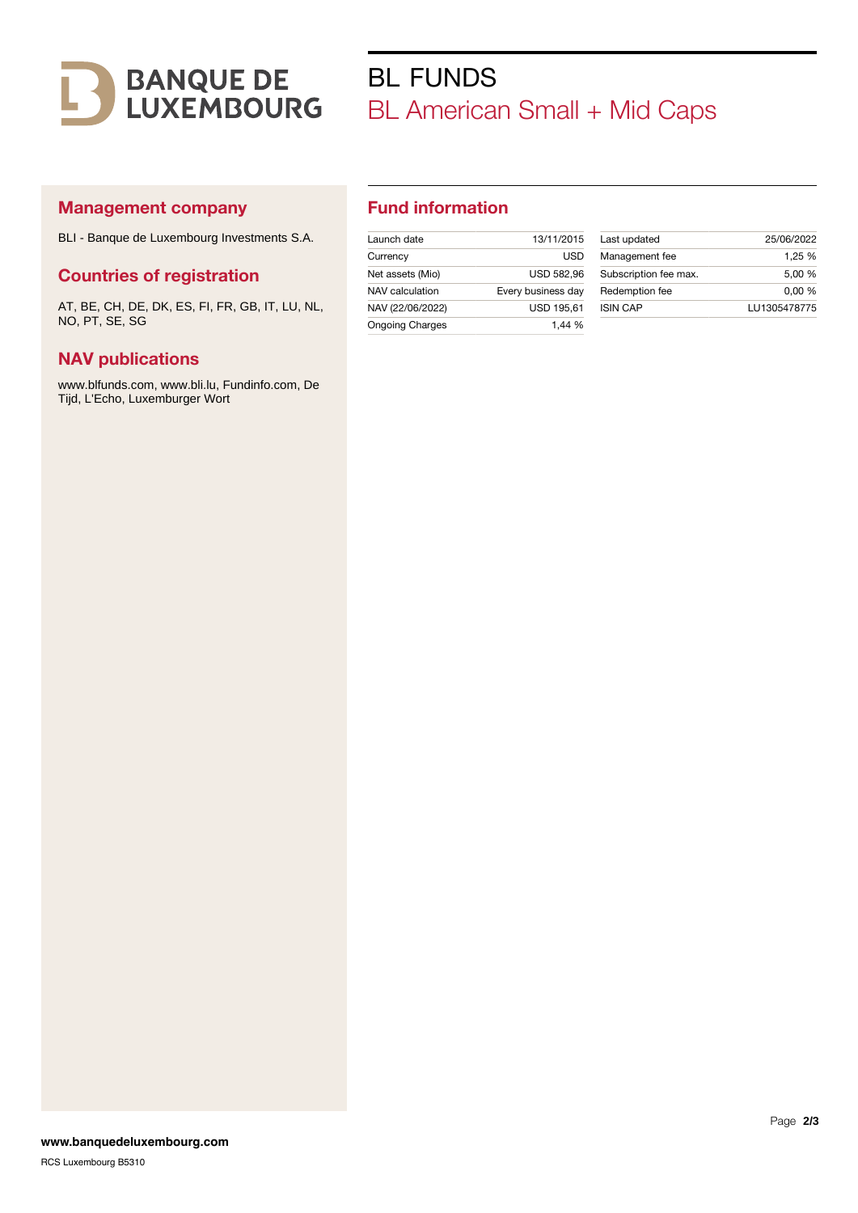# BL FUNDS

## BL American Small + Mid Caps

## Management company

BLI - Banque de Luxembourg Investments S.A.

## Countries of registration

AT, BE, CH, DE, DK, ES, FI, FR, GB, IT, LU, NL, NO, PT, SE, SG

## NAV publications

www.blfunds.com, www.bli.lu, Fundinfo.com, De Tijd, L'Echo, Luxemburger Wort

## Fund information

| | | | |
|---|---|---|---|
| Launch date | 13/11/2015 | Last updated | 25/06/2022 |
| Currency | USD | Management fee | 1,25 % |
| Net assets (Mio) | USD 582,96 | Subscription fee max. | 5,00 % |
| NAV calculation | Every business day | Redemption fee | 0,00 % |
| NAV (22/06/2022) | USD 195,61 | ISIN CAP | LU1305478775 |
| Ongoing Charges | 1,44 % | | |

**www.banquedeluxembourg.com**

RCS Luxembourg B5310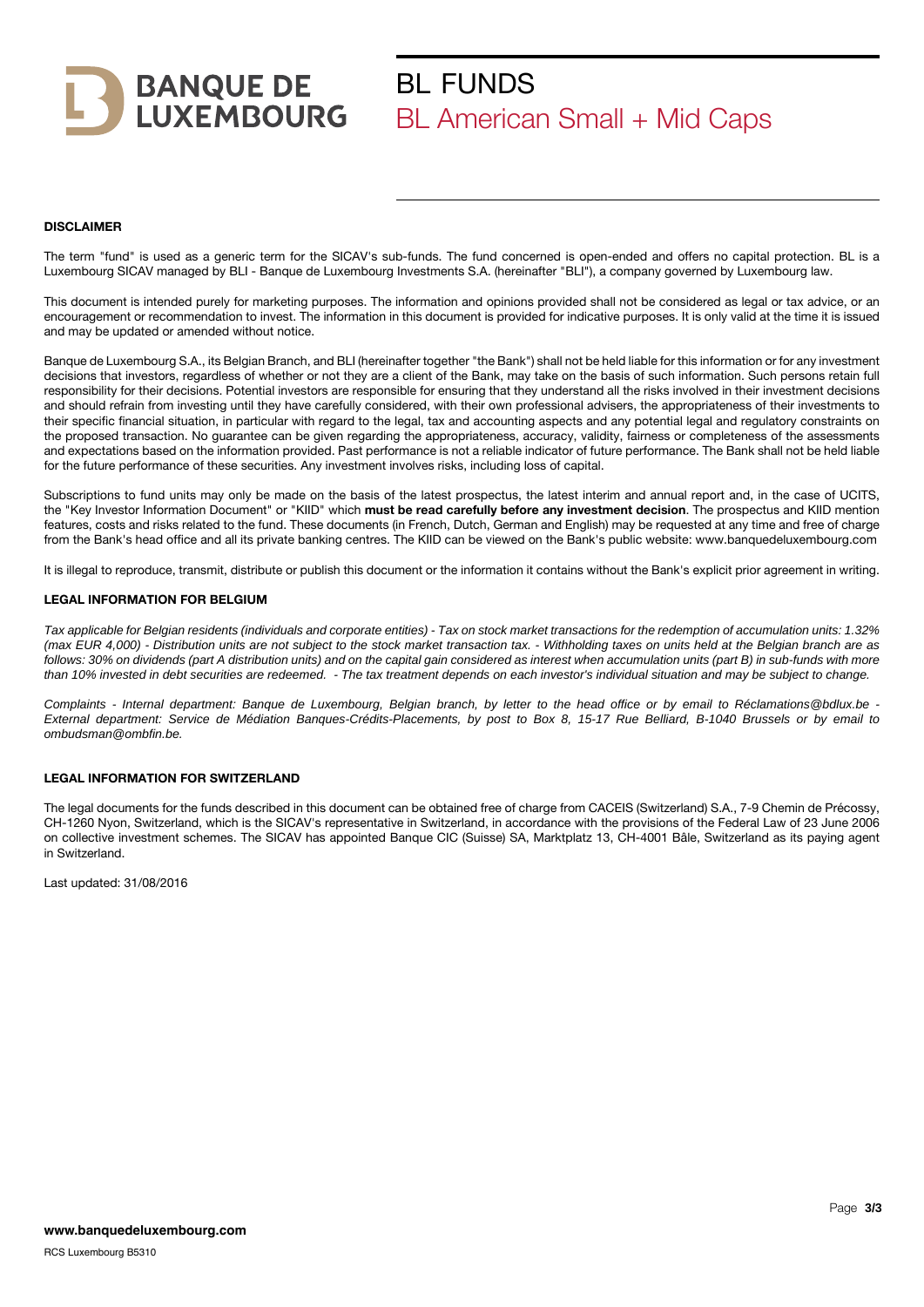# BL FUNDS

## BL American Small + Mid Caps

### DISCLAIMER

The term "fund" is used as a generic term for the SICAV's sub-funds. The fund concerned is open-ended and offers no capital protection. BL is a Luxembourg SICAV managed by BLI - Banque de Luxembourg Investments S.A. (hereinafter "BLI"), a company governed by Luxembourg law.

This document is intended purely for marketing purposes. The information and opinions provided shall not be considered as legal or tax advice, or an encouragement or recommendation to invest. The information in this document is provided for indicative purposes. It is only valid at the time it is issued and may be updated or amended without notice.

Banque de Luxembourg S.A., its Belgian Branch, and BLI (hereinafter together "the Bank") shall not be held liable for this information or for any investment decisions that investors, regardless of whether or not they are a client of the Bank, may take on the basis of such information. Such persons retain full responsibility for their decisions. Potential investors are responsible for ensuring that they understand all the risks involved in their investment decisions and should refrain from investing until they have carefully considered, with their own professional advisers, the appropriateness of their investments to their specific financial situation, in particular with regard to the legal, tax and accounting aspects and any potential legal and regulatory constraints on the proposed transaction. No guarantee can be given regarding the appropriateness, accuracy, validity, fairness or completeness of the assessments and expectations based on the information provided. Past performance is not a reliable indicator of future performance. The Bank shall not be held liable for the future performance of these securities. Any investment involves risks, including loss of capital.

Subscriptions to fund units may only be made on the basis of the latest prospectus, the latest interim and annual report and, in the case of UCITS, the "Key Investor Information Document" or "KIID" which **must be read carefully before any investment decision**. The prospectus and KIID mention features, costs and risks related to the fund. These documents (in French, Dutch, German and English) may be requested at any time and free of charge from the Bank's head office and all its private banking centres. The KIID can be viewed on the Bank's public website: www.banquedeluxembourg.com

It is illegal to reproduce, transmit, distribute or publish this document or the information it contains without the Bank's explicit prior agreement in writing.

### LEGAL INFORMATION FOR BELGIUM

*Tax applicable for Belgian residents (individuals and corporate entities) - Tax on stock market transactions for the redemption of accumulation units: 1.32% (max EUR 4,000) - Distribution units are not subject to the stock market transaction tax. - Withholding taxes on units held at the Belgian branch are as follows: 30% on dividends (part A distribution units) and on the capital gain considered as interest when accumulation units (part B) in sub-funds with more than 10% invested in debt securities are redeemed. - The tax treatment depends on each investor's individual situation and may be subject to change.*

*Complaints - Internal department: Banque de Luxembourg, Belgian branch, by letter to the head office or by email to Réclamations@bdlux.be - External department: Service de Médiation Banques-Crédits-Placements, by post to Box 8, 15-17 Rue Belliard, B-1040 Brussels or by email to ombudsman@ombfin.be.*

### LEGAL INFORMATION FOR SWITZERLAND

The legal documents for the funds described in this document can be obtained free of charge from CACEIS (Switzerland) S.A., 7-9 Chemin de Précossy, CH-1260 Nyon, Switzerland, which is the SICAV's representative in Switzerland, in accordance with the provisions of the Federal Law of 23 June 2006 on collective investment schemes. The SICAV has appointed Banque CIC (Suisse) SA, Marktplatz 13, CH-4001 Bâle, Switzerland as its paying agent in Switzerland.

Last updated: 31/08/2016

**www.banquedeluxembourg.com**

RCS Luxembourg B5310